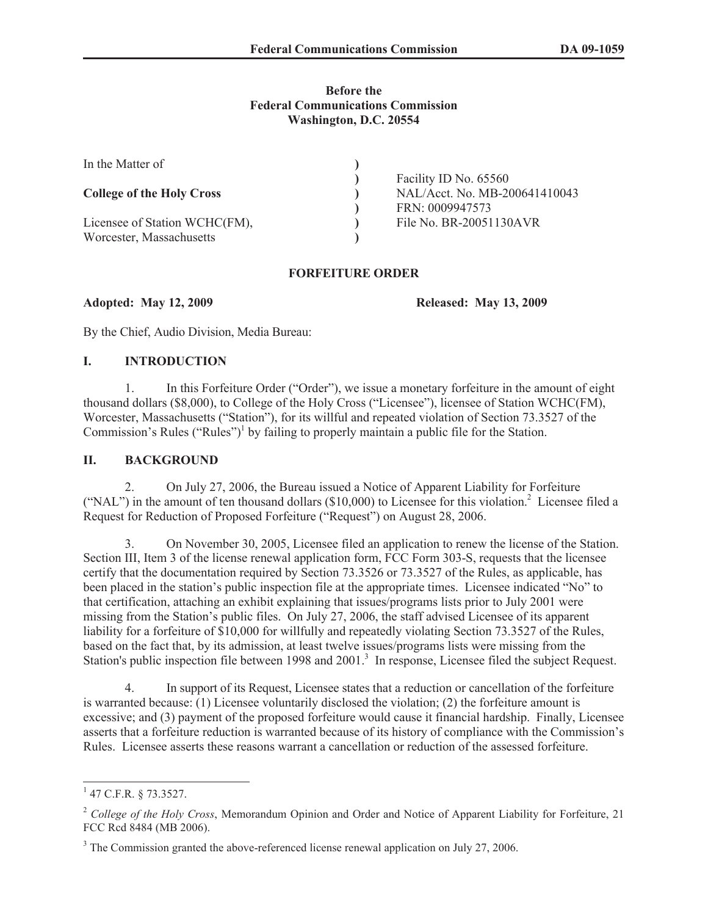**Before the**
**Federal Communications Commission**
**Washington, D.C. 20554**

| | | |
|---|---|---|
| In the Matter of | ) | |
| | ) | Facility ID No. 65560 |
| **College of the Holy Cross** | ) | NAL/Acct. No. MB-200641410043 |
| | ) | FRN: 0009947573 |
| Licensee of Station WCHC(FM), | ) | File No. BR-20051130AVR |
| Worcester, Massachusetts | ) | |

**FORFEITURE ORDER**

**Adopted: May 12, 2009** **Released: May 13, 2009**

By the Chief, Audio Division, Media Bureau:

## I. INTRODUCTION

1. In this Forfeiture Order ("Order"), we issue a monetary forfeiture in the amount of eight thousand dollars ($8,000), to College of the Holy Cross ("Licensee"), licensee of Station WCHC(FM), Worcester, Massachusetts ("Station"), for its willful and repeated violation of Section 73.3527 of the Commission's Rules ("Rules")[1] by failing to properly maintain a public file for the Station.

## II. BACKGROUND

2. On July 27, 2006, the Bureau issued a Notice of Apparent Liability for Forfeiture ("NAL") in the amount of ten thousand dollars ($10,000) to Licensee for this violation.[2] Licensee filed a Request for Reduction of Proposed Forfeiture ("Request") on August 28, 2006.

3. On November 30, 2005, Licensee filed an application to renew the license of the Station. Section III, Item 3 of the license renewal application form, FCC Form 303-S, requests that the licensee certify that the documentation required by Section 73.3526 or 73.3527 of the Rules, as applicable, has been placed in the station's public inspection file at the appropriate times. Licensee indicated "No" to that certification, attaching an exhibit explaining that issues/programs lists prior to July 2001 were missing from the Station's public files. On July 27, 2006, the staff advised Licensee of its apparent liability for a forfeiture of $10,000 for willfully and repeatedly violating Section 73.3527 of the Rules, based on the fact that, by its admission, at least twelve issues/programs lists were missing from the Station's public inspection file between 1998 and 2001.[3] In response, Licensee filed the subject Request.

4. In support of its Request, Licensee states that a reduction or cancellation of the forfeiture is warranted because: (1) Licensee voluntarily disclosed the violation; (2) the forfeiture amount is excessive; and (3) payment of the proposed forfeiture would cause it financial hardship. Finally, Licensee asserts that a forfeiture reduction is warranted because of its history of compliance with the Commission's Rules. Licensee asserts these reasons warrant a cancellation or reduction of the assessed forfeiture.

---

[1] 47 C.F.R. § 73.3527.

[2] *College of the Holy Cross*, Memorandum Opinion and Order and Notice of Apparent Liability for Forfeiture, 21 FCC Rcd 8484 (MB 2006).

[3] The Commission granted the above-referenced license renewal application on July 27, 2006.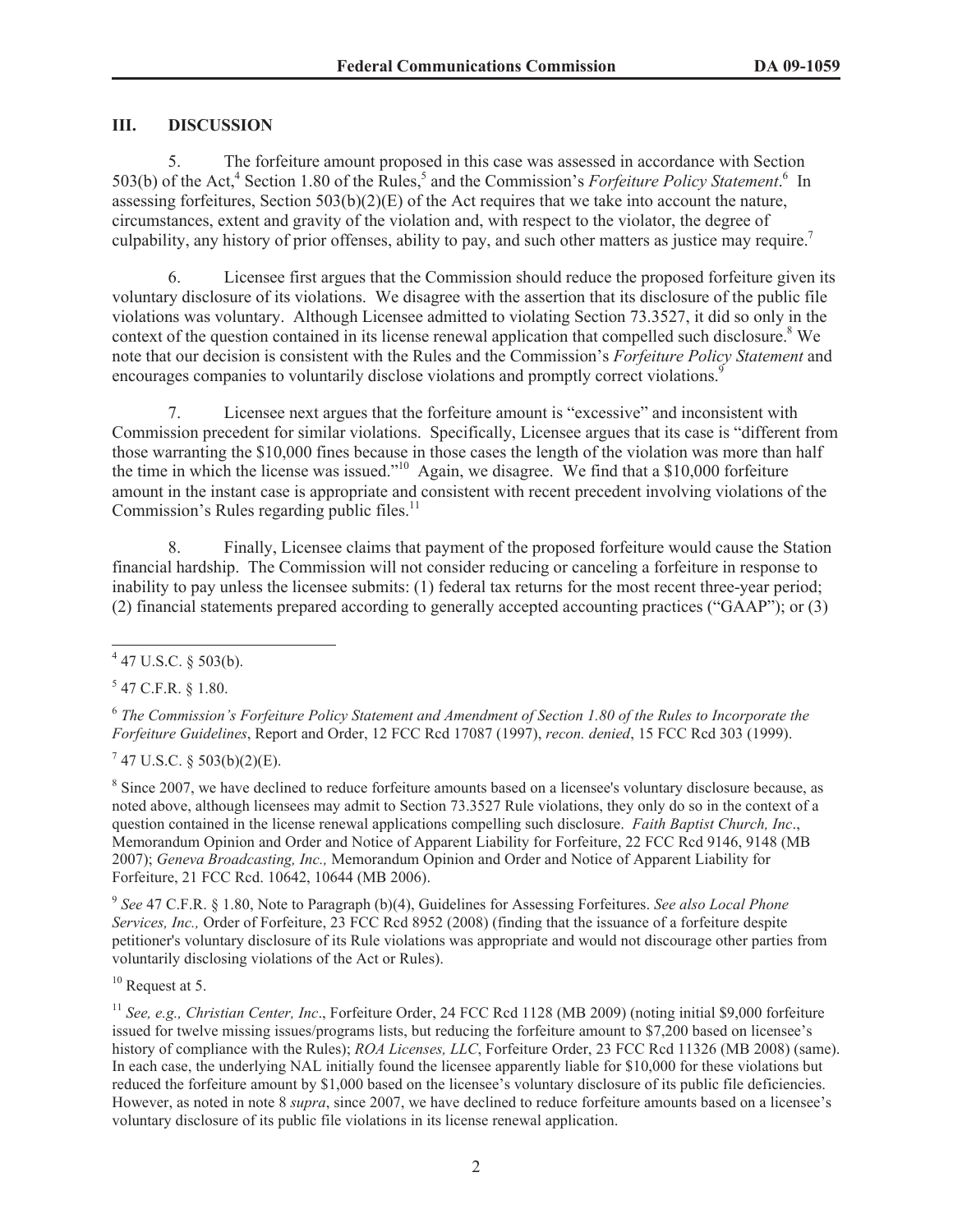## III. DISCUSSION

5. The forfeiture amount proposed in this case was assessed in accordance with Section 503(b) of the Act,[4] Section 1.80 of the Rules,[5] and the Commission's *Forfeiture Policy Statement*.[6] In assessing forfeitures, Section 503(b)(2)(E) of the Act requires that we take into account the nature, circumstances, extent and gravity of the violation and, with respect to the violator, the degree of culpability, any history of prior offenses, ability to pay, and such other matters as justice may require.[7]

6. Licensee first argues that the Commission should reduce the proposed forfeiture given its voluntary disclosure of its violations. We disagree with the assertion that its disclosure of the public file violations was voluntary. Although Licensee admitted to violating Section 73.3527, it did so only in the context of the question contained in its license renewal application that compelled such disclosure.[8] We note that our decision is consistent with the Rules and the Commission's *Forfeiture Policy Statement* and encourages companies to voluntarily disclose violations and promptly correct violations.[9]

7. Licensee next argues that the forfeiture amount is "excessive" and inconsistent with Commission precedent for similar violations. Specifically, Licensee argues that its case is "different from those warranting the $10,000 fines because in those cases the length of the violation was more than half the time in which the license was issued."[10] Again, we disagree. We find that a $10,000 forfeiture amount in the instant case is appropriate and consistent with recent precedent involving violations of the Commission's Rules regarding public files.[11]

8. Finally, Licensee claims that payment of the proposed forfeiture would cause the Station financial hardship. The Commission will not consider reducing or canceling a forfeiture in response to inability to pay unless the licensee submits: (1) federal tax returns for the most recent three-year period; (2) financial statements prepared according to generally accepted accounting practices ("GAAP"); or (3)

---

[4] 47 U.S.C. § 503(b).

[5] 47 C.F.R. § 1.80.

[6] *The Commission's Forfeiture Policy Statement and Amendment of Section 1.80 of the Rules to Incorporate the Forfeiture Guidelines*, Report and Order, 12 FCC Rcd 17087 (1997), *recon. denied*, 15 FCC Rcd 303 (1999).

[7] 47 U.S.C. § 503(b)(2)(E).

[8] Since 2007, we have declined to reduce forfeiture amounts based on a licensee's voluntary disclosure because, as noted above, although licensees may admit to Section 73.3527 Rule violations, they only do so in the context of a question contained in the license renewal applications compelling such disclosure. *Faith Baptist Church, Inc*., Memorandum Opinion and Order and Notice of Apparent Liability for Forfeiture, 22 FCC Rcd 9146, 9148 (MB 2007); *Geneva Broadcasting, Inc.,* Memorandum Opinion and Order and Notice of Apparent Liability for Forfeiture, 21 FCC Rcd. 10642, 10644 (MB 2006).

[9] *See* 47 C.F.R. § 1.80, Note to Paragraph (b)(4), Guidelines for Assessing Forfeitures. *See also Local Phone Services, Inc.,* Order of Forfeiture, 23 FCC Rcd 8952 (2008) (finding that the issuance of a forfeiture despite petitioner's voluntary disclosure of its Rule violations was appropriate and would not discourage other parties from voluntarily disclosing violations of the Act or Rules).

[10] Request at 5.

[11] *See, e.g., Christian Center, Inc*., Forfeiture Order, 24 FCC Rcd 1128 (MB 2009) (noting initial $9,000 forfeiture issued for twelve missing issues/programs lists, but reducing the forfeiture amount to $7,200 based on licensee's history of compliance with the Rules); *ROA Licenses, LLC*, Forfeiture Order, 23 FCC Rcd 11326 (MB 2008) (same). In each case, the underlying NAL initially found the licensee apparently liable for $10,000 for these violations but reduced the forfeiture amount by $1,000 based on the licensee's voluntary disclosure of its public file deficiencies. However, as noted in note 8 *supra*, since 2007, we have declined to reduce forfeiture amounts based on a licensee's voluntary disclosure of its public file violations in its license renewal application.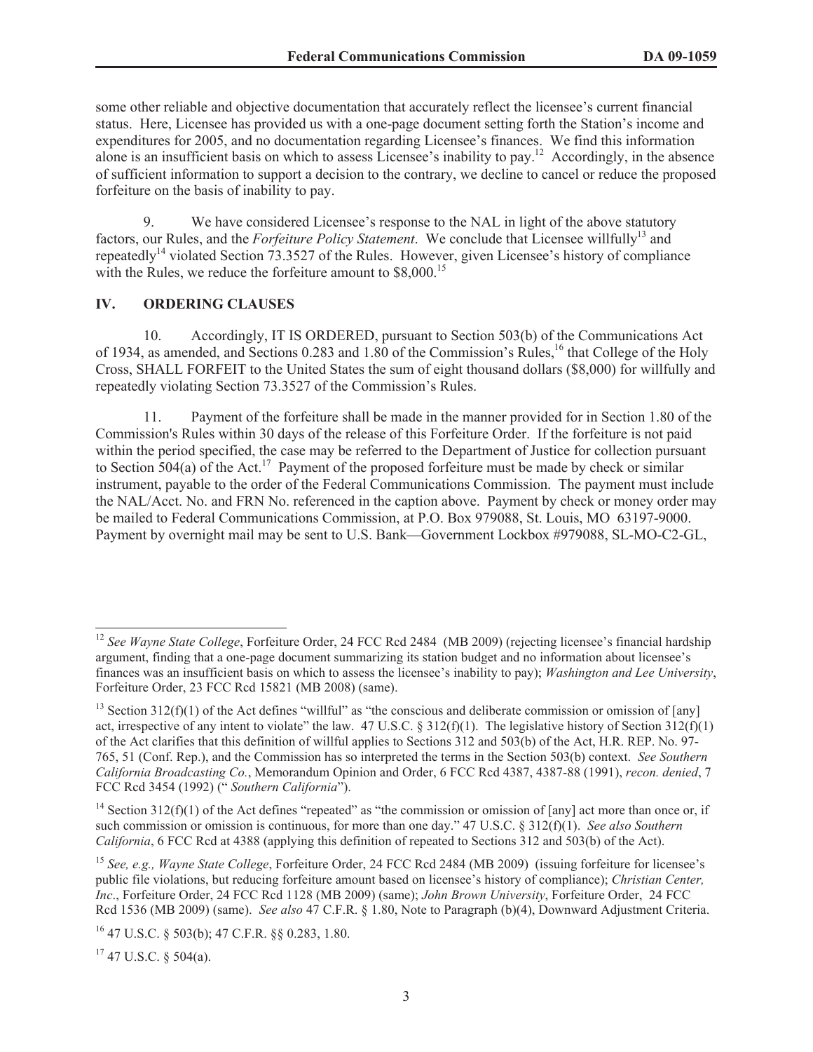some other reliable and objective documentation that accurately reflect the licensee's current financial status. Here, Licensee has provided us with a one-page document setting forth the Station's income and expenditures for 2005, and no documentation regarding Licensee's finances. We find this information alone is an insufficient basis on which to assess Licensee's inability to pay.[12] Accordingly, in the absence of sufficient information to support a decision to the contrary, we decline to cancel or reduce the proposed forfeiture on the basis of inability to pay.

9. We have considered Licensee's response to the NAL in light of the above statutory factors, our Rules, and the *Forfeiture Policy Statement*. We conclude that Licensee willfully[13] and repeatedly[14] violated Section 73.3527 of the Rules. However, given Licensee's history of compliance with the Rules, we reduce the forfeiture amount to $8,000.[15]

## IV. ORDERING CLAUSES

10. Accordingly, IT IS ORDERED, pursuant to Section 503(b) of the Communications Act of 1934, as amended, and Sections 0.283 and 1.80 of the Commission's Rules,[16] that College of the Holy Cross, SHALL FORFEIT to the United States the sum of eight thousand dollars ($8,000) for willfully and repeatedly violating Section 73.3527 of the Commission's Rules.

11. Payment of the forfeiture shall be made in the manner provided for in Section 1.80 of the Commission's Rules within 30 days of the release of this Forfeiture Order. If the forfeiture is not paid within the period specified, the case may be referred to the Department of Justice for collection pursuant to Section 504(a) of the Act.[17] Payment of the proposed forfeiture must be made by check or similar instrument, payable to the order of the Federal Communications Commission. The payment must include the NAL/Acct. No. and FRN No. referenced in the caption above. Payment by check or money order may be mailed to Federal Communications Commission, at P.O. Box 979088, St. Louis, MO 63197-9000. Payment by overnight mail may be sent to U.S. Bank—Government Lockbox #979088, SL-MO-C2-GL,

---

[12] *See Wayne State College*, Forfeiture Order, 24 FCC Rcd 2484 (MB 2009) (rejecting licensee's financial hardship argument, finding that a one-page document summarizing its station budget and no information about licensee's finances was an insufficient basis on which to assess the licensee's inability to pay); *Washington and Lee University*, Forfeiture Order, 23 FCC Rcd 15821 (MB 2008) (same).

[13] Section 312(f)(1) of the Act defines "willful" as "the conscious and deliberate commission or omission of [any] act, irrespective of any intent to violate" the law. 47 U.S.C. § 312(f)(1). The legislative history of Section 312(f)(1) of the Act clarifies that this definition of willful applies to Sections 312 and 503(b) of the Act, H.R. REP. No. 97-765, 51 (Conf. Rep.), and the Commission has so interpreted the terms in the Section 503(b) context. *See Southern California Broadcasting Co.*, Memorandum Opinion and Order, 6 FCC Rcd 4387, 4387-88 (1991), *recon. denied*, 7 FCC Rcd 3454 (1992) ("*Southern California*").

[14] Section 312(f)(1) of the Act defines "repeated" as "the commission or omission of [any] act more than once or, if such commission or omission is continuous, for more than one day." 47 U.S.C. § 312(f)(1). *See also Southern California*, 6 FCC Rcd at 4388 (applying this definition of repeated to Sections 312 and 503(b) of the Act).

[15] *See, e.g., Wayne State College*, Forfeiture Order, 24 FCC Rcd 2484 (MB 2009) (issuing forfeiture for licensee's public file violations, but reducing forfeiture amount based on licensee's history of compliance); *Christian Center, Inc*., Forfeiture Order, 24 FCC Rcd 1128 (MB 2009) (same); *John Brown University*, Forfeiture Order, 24 FCC Rcd 1536 (MB 2009) (same). *See also* 47 C.F.R. § 1.80, Note to Paragraph (b)(4), Downward Adjustment Criteria.

[16] 47 U.S.C. § 503(b); 47 C.F.R. §§ 0.283, 1.80.

[17] 47 U.S.C. § 504(a).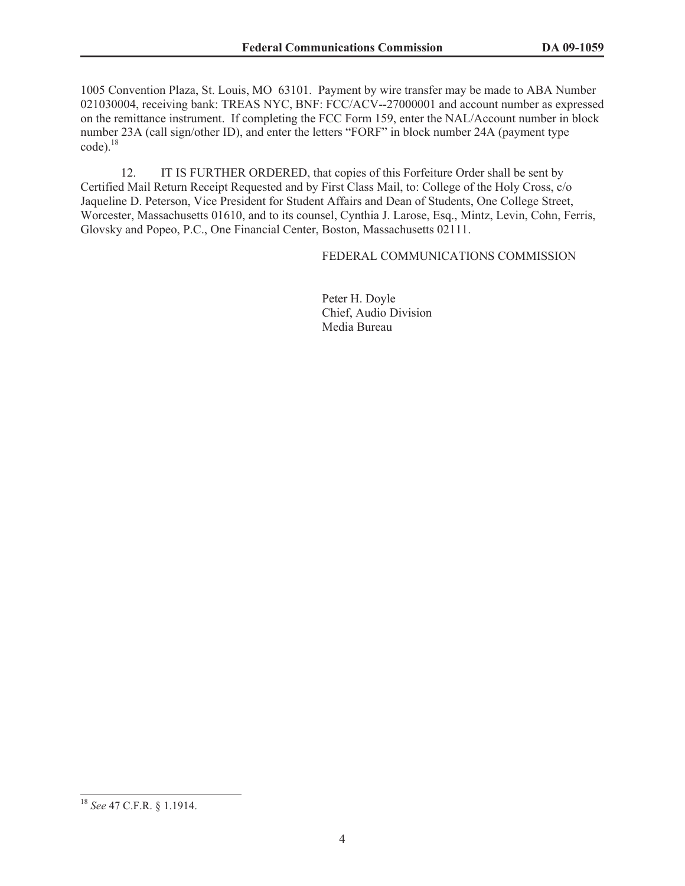1005 Convention Plaza, St. Louis, MO 63101. Payment by wire transfer may be made to ABA Number 021030004, receiving bank: TREAS NYC, BNF: FCC/ACV--27000001 and account number as expressed on the remittance instrument. If completing the FCC Form 159, enter the NAL/Account number in block number 23A (call sign/other ID), and enter the letters "FORF" in block number 24A (payment type code).[18]

12. IT IS FURTHER ORDERED, that copies of this Forfeiture Order shall be sent by Certified Mail Return Receipt Requested and by First Class Mail, to: College of the Holy Cross, c/o Jaqueline D. Peterson, Vice President for Student Affairs and Dean of Students, One College Street, Worcester, Massachusetts 01610, and to its counsel, Cynthia J. Larose, Esq., Mintz, Levin, Cohn, Ferris, Glovsky and Popeo, P.C., One Financial Center, Boston, Massachusetts 02111.

FEDERAL COMMUNICATIONS COMMISSION

Peter H. Doyle
Chief, Audio Division
Media Bureau

---

[18] *See* 47 C.F.R. § 1.1914.